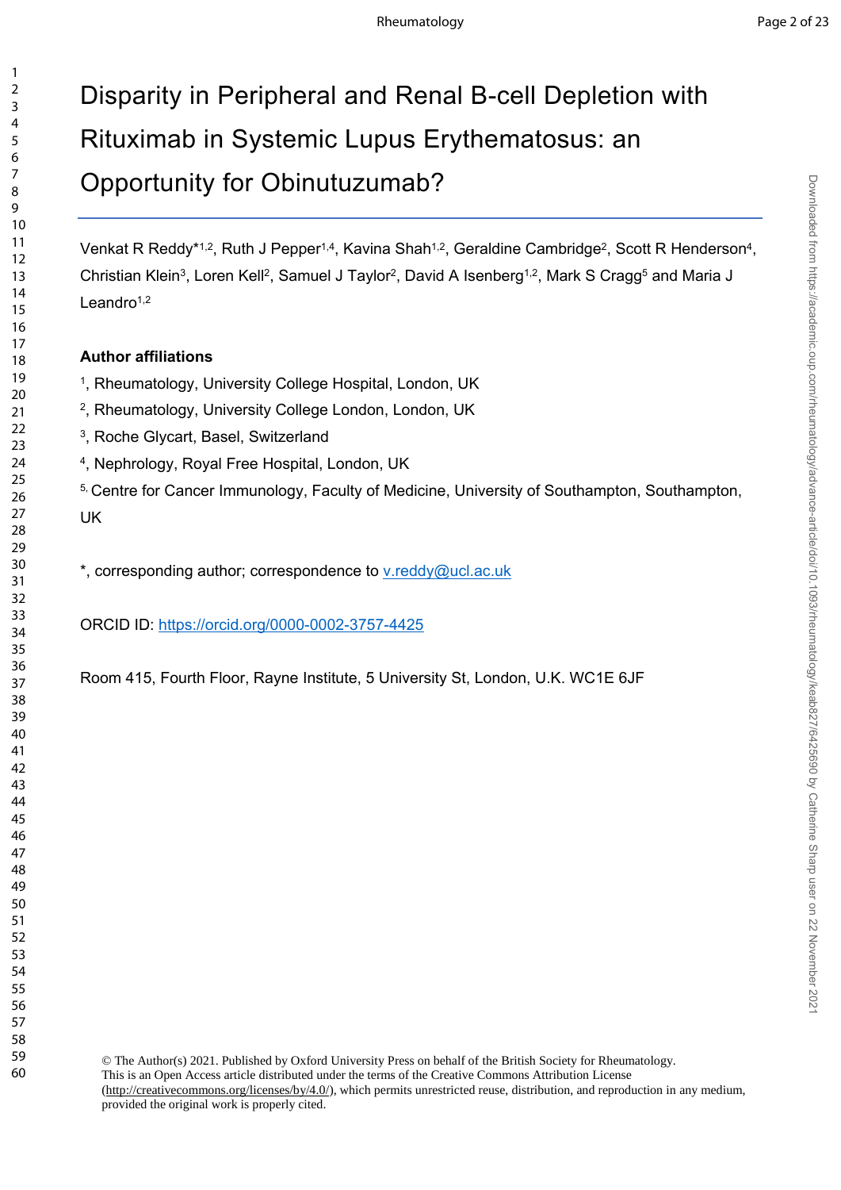# Disparity in Peripheral and Renal B-cell Depletion with Rituximab in Systemic Lupus Erythematosus: an Opportunity for Obinutuzumab?

Venkat R Reddy*[1,2], Ruth J Pepper[1,4], Kavina Shah[1,2], Geraldine Cambridge[2], Scott R Henderson[4], Christian Klein[3], Loren Kell[2], Samuel J Taylor[2], David A Isenberg[1,2], Mark S Cragg[5] and Maria J Leandro[1,2]

**Author affiliations**

[1], Rheumatology, University College Hospital, London, UK

[2], Rheumatology, University College London, London, UK

[3], Roche Glycart, Basel, Switzerland

[4], Nephrology, Royal Free Hospital, London, UK

[5], Centre for Cancer Immunology, Faculty of Medicine, University of Southampton, Southampton, UK

*, corresponding author; correspondence to v.reddy@ucl.ac.uk

ORCID ID: https://orcid.org/0000-0002-3757-4425

Room 415, Fourth Floor, Rayne Institute, 5 University St, London, U.K. WC1E 6JF

© The Author(s) 2021. Published by Oxford University Press on behalf of the British Society for Rheumatology. This is an Open Access article distributed under the terms of the Creative Commons Attribution License (http://creativecommons.org/licenses/by/4.0/), which permits unrestricted reuse, distribution, and reproduction in any medium, provided the original work is properly cited.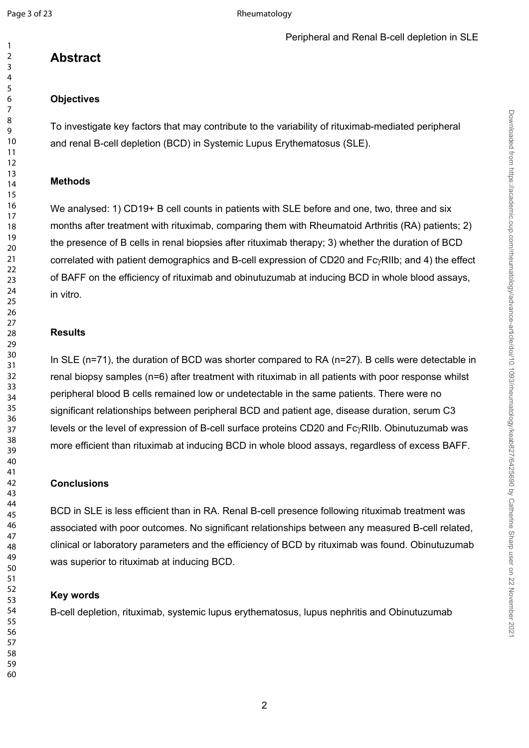## Abstract

### Objectives

To investigate key factors that may contribute to the variability of rituximab-mediated peripheral and renal B-cell depletion (BCD) in Systemic Lupus Erythematosus (SLE).

### Methods

We analysed: 1) CD19+ B cell counts in patients with SLE before and one, two, three and six months after treatment with rituximab, comparing them with Rheumatoid Arthritis (RA) patients; 2) the presence of B cells in renal biopsies after rituximab therapy; 3) whether the duration of BCD correlated with patient demographics and B-cell expression of CD20 and FcγRIIb; and 4) the effect of BAFF on the efficiency of rituximab and obinutuzumab at inducing BCD in whole blood assays, in vitro.

### Results

In SLE (n=71), the duration of BCD was shorter compared to RA (n=27). B cells were detectable in renal biopsy samples (n=6) after treatment with rituximab in all patients with poor response whilst peripheral blood B cells remained low or undetectable in the same patients. There were no significant relationships between peripheral BCD and patient age, disease duration, serum C3 levels or the level of expression of B-cell surface proteins CD20 and FcγRIIb. Obinutuzumab was more efficient than rituximab at inducing BCD in whole blood assays, regardless of excess BAFF.

### Conclusions

BCD in SLE is less efficient than in RA. Renal B-cell presence following rituximab treatment was associated with poor outcomes. No significant relationships between any measured B-cell related, clinical or laboratory parameters and the efficiency of BCD by rituximab was found. Obinutuzumab was superior to rituximab at inducing BCD.

### Key words

B-cell depletion, rituximab, systemic lupus erythematosus, lupus nephritis and Obinutuzumab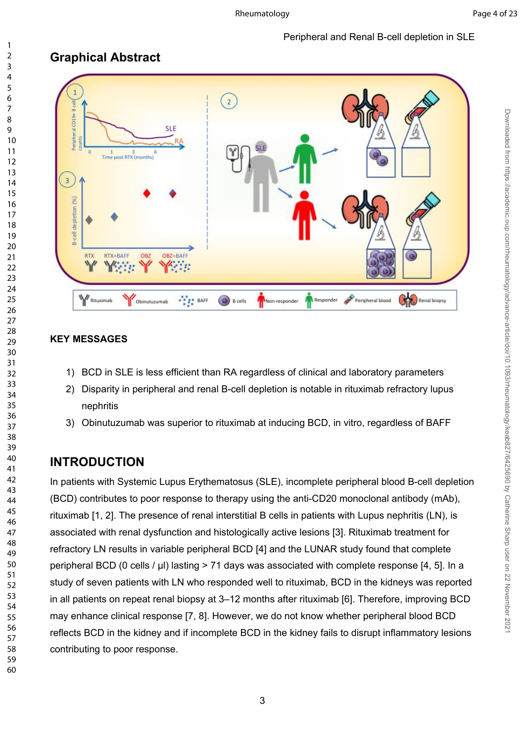## Graphical Abstract

### KEY MESSAGES

1) BCD in SLE is less efficient than RA regardless of clinical and laboratory parameters
2) Disparity in peripheral and renal B-cell depletion is notable in rituximab refractory lupus nephritis
3) Obinutuzumab was superior to rituximab at inducing BCD, in vitro, regardless of BAFF

## INTRODUCTION

In patients with Systemic Lupus Erythematosus (SLE), incomplete peripheral blood B-cell depletion (BCD) contributes to poor response to therapy using the anti-CD20 monoclonal antibody (mAb), rituximab [1, 2]. The presence of renal interstitial B cells in patients with Lupus nephritis (LN), is associated with renal dysfunction and histologically active lesions [3]. Rituximab treatment for refractory LN results in variable peripheral BCD [4] and the LUNAR study found that complete peripheral BCD (0 cells / µl) lasting > 71 days was associated with complete response [4, 5]. In a study of seven patients with LN who responded well to rituximab, BCD in the kidneys was reported in all patients on repeat renal biopsy at 3–12 months after rituximab [6]. Therefore, improving BCD may enhance clinical response [7, 8]. However, we do not know whether peripheral blood BCD reflects BCD in the kidney and if incomplete BCD in the kidney fails to disrupt inflammatory lesions contributing to poor response.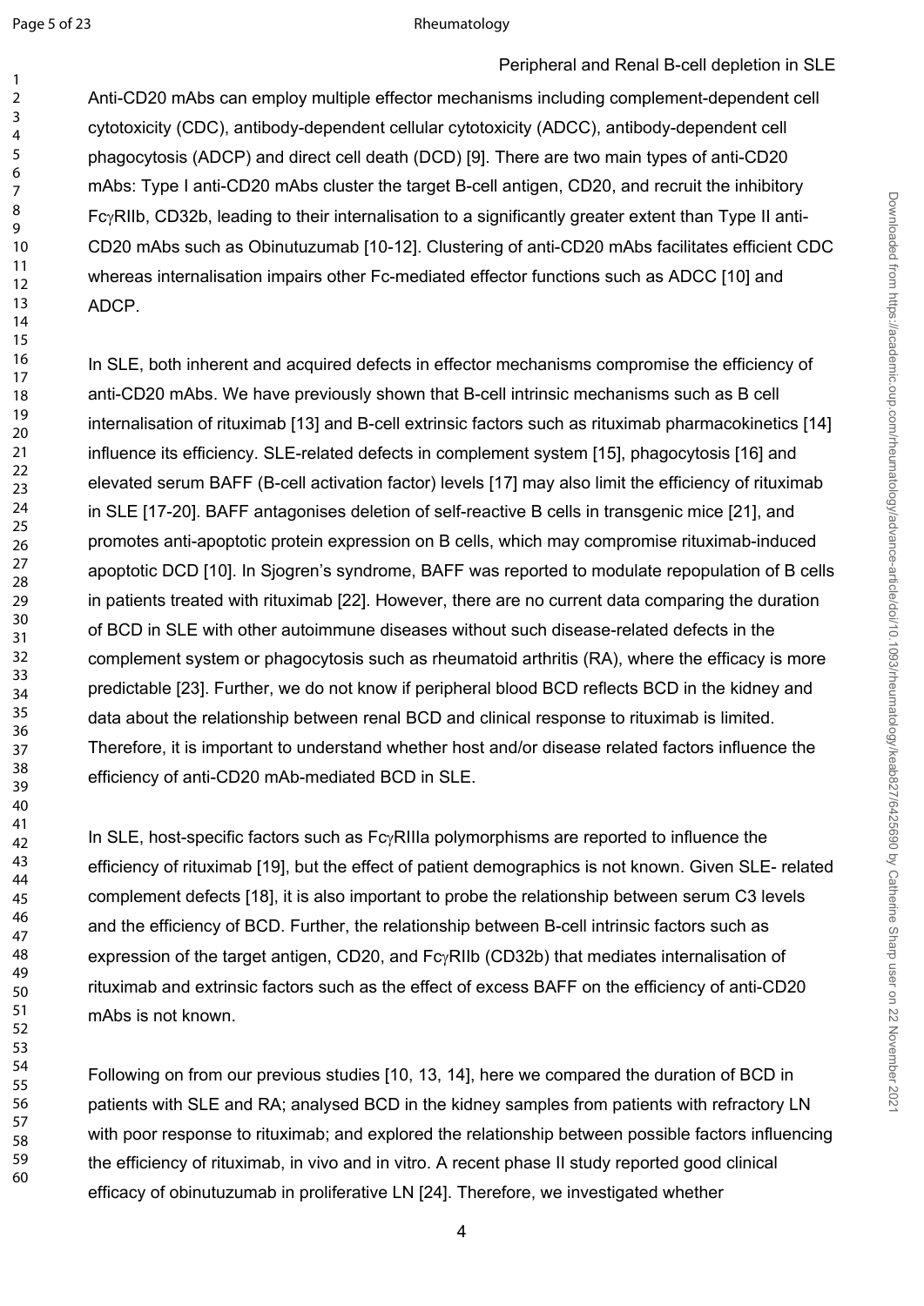Anti-CD20 mAbs can employ multiple effector mechanisms including complement-dependent cell cytotoxicity (CDC), antibody-dependent cellular cytotoxicity (ADCC), antibody-dependent cell phagocytosis (ADCP) and direct cell death (DCD) [9]. There are two main types of anti-CD20 mAbs: Type I anti-CD20 mAbs cluster the target B-cell antigen, CD20, and recruit the inhibitory FcγRIIb, CD32b, leading to their internalisation to a significantly greater extent than Type II anti-CD20 mAbs such as Obinutuzumab [10-12]. Clustering of anti-CD20 mAbs facilitates efficient CDC whereas internalisation impairs other Fc-mediated effector functions such as ADCC [10] and ADCP.

In SLE, both inherent and acquired defects in effector mechanisms compromise the efficiency of anti-CD20 mAbs. We have previously shown that B-cell intrinsic mechanisms such as B cell internalisation of rituximab [13] and B-cell extrinsic factors such as rituximab pharmacokinetics [14] influence its efficiency. SLE-related defects in complement system [15], phagocytosis [16] and elevated serum BAFF (B-cell activation factor) levels [17] may also limit the efficiency of rituximab in SLE [17-20]. BAFF antagonises deletion of self-reactive B cells in transgenic mice [21], and promotes anti-apoptotic protein expression on B cells, which may compromise rituximab-induced apoptotic DCD [10]. In Sjogren's syndrome, BAFF was reported to modulate repopulation of B cells in patients treated with rituximab [22]. However, there are no current data comparing the duration of BCD in SLE with other autoimmune diseases without such disease-related defects in the complement system or phagocytosis such as rheumatoid arthritis (RA), where the efficacy is more predictable [23]. Further, we do not know if peripheral blood BCD reflects BCD in the kidney and data about the relationship between renal BCD and clinical response to rituximab is limited. Therefore, it is important to understand whether host and/or disease related factors influence the efficiency of anti-CD20 mAb-mediated BCD in SLE.

In SLE, host-specific factors such as FcγRIIIa polymorphisms are reported to influence the efficiency of rituximab [19], but the effect of patient demographics is not known. Given SLE- related complement defects [18], it is also important to probe the relationship between serum C3 levels and the efficiency of BCD. Further, the relationship between B-cell intrinsic factors such as expression of the target antigen, CD20, and FcγRIIb (CD32b) that mediates internalisation of rituximab and extrinsic factors such as the effect of excess BAFF on the efficiency of anti-CD20 mAbs is not known.

Following on from our previous studies [10, 13, 14], here we compared the duration of BCD in patients with SLE and RA; analysed BCD in the kidney samples from patients with refractory LN with poor response to rituximab; and explored the relationship between possible factors influencing the efficiency of rituximab, in vivo and in vitro. A recent phase II study reported good clinical efficacy of obinutuzumab in proliferative LN [24]. Therefore, we investigated whether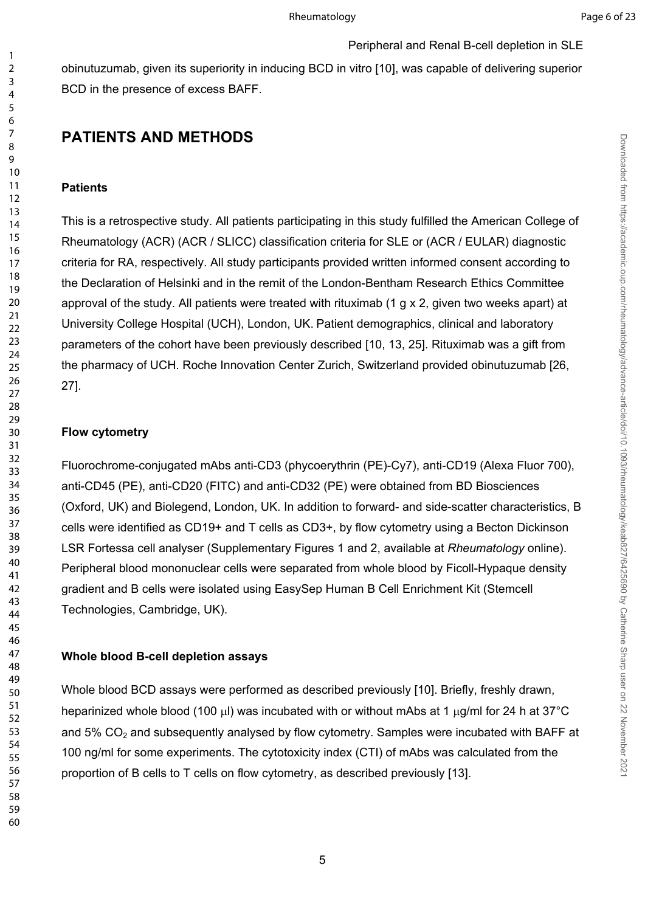obinutuzumab, given its superiority in inducing BCD in vitro [10], was capable of delivering superior BCD in the presence of excess BAFF.

## PATIENTS AND METHODS

### Patients

This is a retrospective study. All patients participating in this study fulfilled the American College of Rheumatology (ACR) (ACR / SLICC) classification criteria for SLE or (ACR / EULAR) diagnostic criteria for RA, respectively. All study participants provided written informed consent according to the Declaration of Helsinki and in the remit of the London-Bentham Research Ethics Committee approval of the study. All patients were treated with rituximab (1 g x 2, given two weeks apart) at University College Hospital (UCH), London, UK. Patient demographics, clinical and laboratory parameters of the cohort have been previously described [10, 13, 25]. Rituximab was a gift from the pharmacy of UCH. Roche Innovation Center Zurich, Switzerland provided obinutuzumab [26, 27].

### Flow cytometry

Fluorochrome-conjugated mAbs anti-CD3 (phycoerythrin (PE)-Cy7), anti-CD19 (Alexa Fluor 700), anti-CD45 (PE), anti-CD20 (FITC) and anti-CD32 (PE) were obtained from BD Biosciences (Oxford, UK) and Biolegend, London, UK. In addition to forward- and side-scatter characteristics, B cells were identified as CD19+ and T cells as CD3+, by flow cytometry using a Becton Dickinson LSR Fortessa cell analyser (Supplementary Figures 1 and 2, available at *Rheumatology* online). Peripheral blood mononuclear cells were separated from whole blood by Ficoll-Hypaque density gradient and B cells were isolated using EasySep Human B Cell Enrichment Kit (Stemcell Technologies, Cambridge, UK).

### Whole blood B-cell depletion assays

Whole blood BCD assays were performed as described previously [10]. Briefly, freshly drawn, heparinized whole blood (100 μl) was incubated with or without mAbs at 1 μg/ml for 24 h at 37°C and 5% $CO_2$ and subsequently analysed by flow cytometry. Samples were incubated with BAFF at 100 ng/ml for some experiments. The cytotoxicity index (CTI) of mAbs was calculated from the proportion of B cells to T cells on flow cytometry, as described previously [13].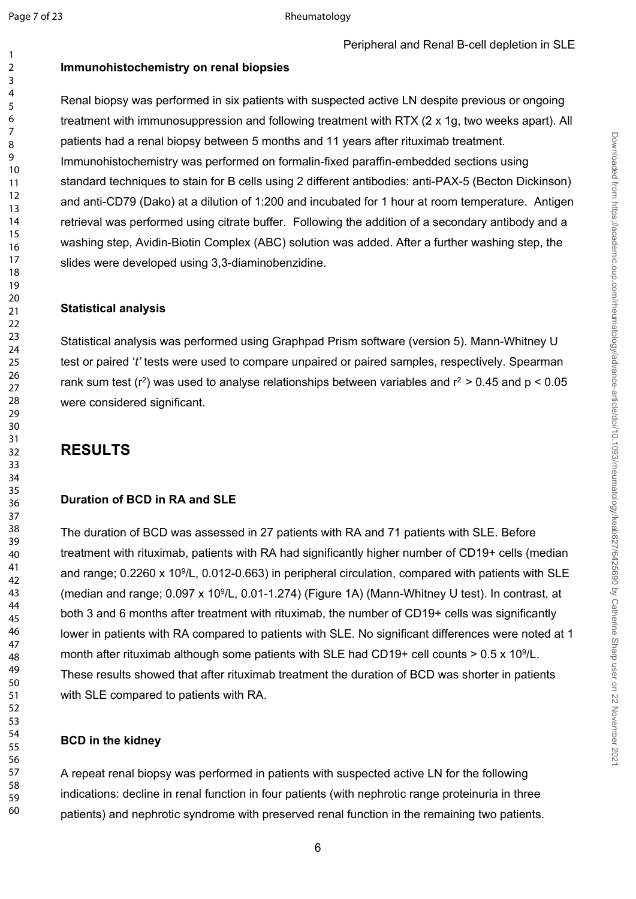### Immunohistochemistry on renal biopsies

Renal biopsy was performed in six patients with suspected active LN despite previous or ongoing treatment with immunosuppression and following treatment with RTX (2 x 1g, two weeks apart). All patients had a renal biopsy between 5 months and 11 years after rituximab treatment. Immunohistochemistry was performed on formalin-fixed paraffin-embedded sections using standard techniques to stain for B cells using 2 different antibodies: anti-PAX-5 (Becton Dickinson) and anti-CD79 (Dako) at a dilution of 1:200 and incubated for 1 hour at room temperature. Antigen retrieval was performed using citrate buffer. Following the addition of a secondary antibody and a washing step, Avidin-Biotin Complex (ABC) solution was added. After a further washing step, the slides were developed using 3,3-diaminobenzidine.

### Statistical analysis

Statistical analysis was performed using Graphpad Prism software (version 5). Mann-Whitney U test or paired '*t*' tests were used to compare unpaired or paired samples, respectively. Spearman rank sum test ($r^2$) was used to analyse relationships between variables and $r^2 > 0.45$ and $p < 0.05$ were considered significant.

## RESULTS

### Duration of BCD in RA and SLE

The duration of BCD was assessed in 27 patients with RA and 71 patients with SLE. Before treatment with rituximab, patients with RA had significantly higher number of CD19+ cells (median and range; 0.2260 x $10^9$/L, 0.012-0.663) in peripheral circulation, compared with patients with SLE (median and range; 0.097 x $10^9$/L, 0.01-1.274) (Figure 1A) (Mann-Whitney U test). In contrast, at both 3 and 6 months after treatment with rituximab, the number of CD19+ cells was significantly lower in patients with RA compared to patients with SLE. No significant differences were noted at 1 month after rituximab although some patients with SLE had CD19+ cell counts > 0.5 x $10^9$/L. These results showed that after rituximab treatment the duration of BCD was shorter in patients with SLE compared to patients with RA.

### BCD in the kidney

A repeat renal biopsy was performed in patients with suspected active LN for the following indications: decline in renal function in four patients (with nephrotic range proteinuria in three patients) and nephrotic syndrome with preserved renal function in the remaining two patients.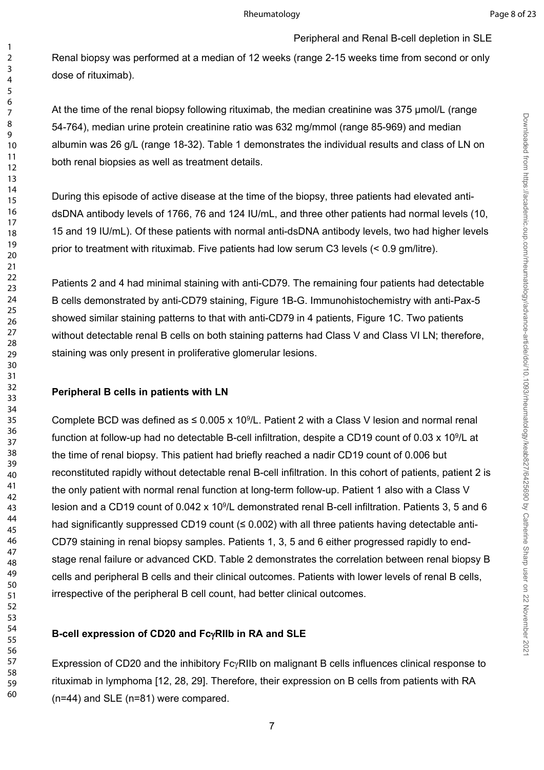Renal biopsy was performed at a median of 12 weeks (range 2-15 weeks time from second or only dose of rituximab).

At the time of the renal biopsy following rituximab, the median creatinine was 375 µmol/L (range 54-764), median urine protein creatinine ratio was 632 mg/mmol (range 85-969) and median albumin was 26 g/L (range 18-32). Table 1 demonstrates the individual results and class of LN on both renal biopsies as well as treatment details.

During this episode of active disease at the time of the biopsy, three patients had elevated anti-dsDNA antibody levels of 1766, 76 and 124 IU/mL, and three other patients had normal levels (10, 15 and 19 IU/mL). Of these patients with normal anti-dsDNA antibody levels, two had higher levels prior to treatment with rituximab. Five patients had low serum C3 levels (< 0.9 gm/litre).

Patients 2 and 4 had minimal staining with anti-CD79. The remaining four patients had detectable B cells demonstrated by anti-CD79 staining, Figure 1B-G. Immunohistochemistry with anti-Pax-5 showed similar staining patterns to that with anti-CD79 in 4 patients, Figure 1C. Two patients without detectable renal B cells on both staining patterns had Class V and Class VI LN; therefore, staining was only present in proliferative glomerular lesions.

### Peripheral B cells in patients with LN

Complete BCD was defined as ≤ 0.005 x $10^9$/L. Patient 2 with a Class V lesion and normal renal function at follow-up had no detectable B-cell infiltration, despite a CD19 count of 0.03 x $10^9$/L at the time of renal biopsy. This patient had briefly reached a nadir CD19 count of 0.006 but reconstituted rapidly without detectable renal B-cell infiltration. In this cohort of patients, patient 2 is the only patient with normal renal function at long-term follow-up. Patient 1 also with a Class V lesion and a CD19 count of 0.042 x $10^9$/L demonstrated renal B-cell infiltration. Patients 3, 5 and 6 had significantly suppressed CD19 count (≤ 0.002) with all three patients having detectable anti-CD79 staining in renal biopsy samples. Patients 1, 3, 5 and 6 either progressed rapidly to end-stage renal failure or advanced CKD. Table 2 demonstrates the correlation between renal biopsy B cells and peripheral B cells and their clinical outcomes. Patients with lower levels of renal B cells, irrespective of the peripheral B cell count, had better clinical outcomes.

### B-cell expression of CD20 and FcγRIIb in RA and SLE

Expression of CD20 and the inhibitory FcγRIIb on malignant B cells influences clinical response to rituximab in lymphoma [12, 28, 29]. Therefore, their expression on B cells from patients with RA (n=44) and SLE (n=81) were compared.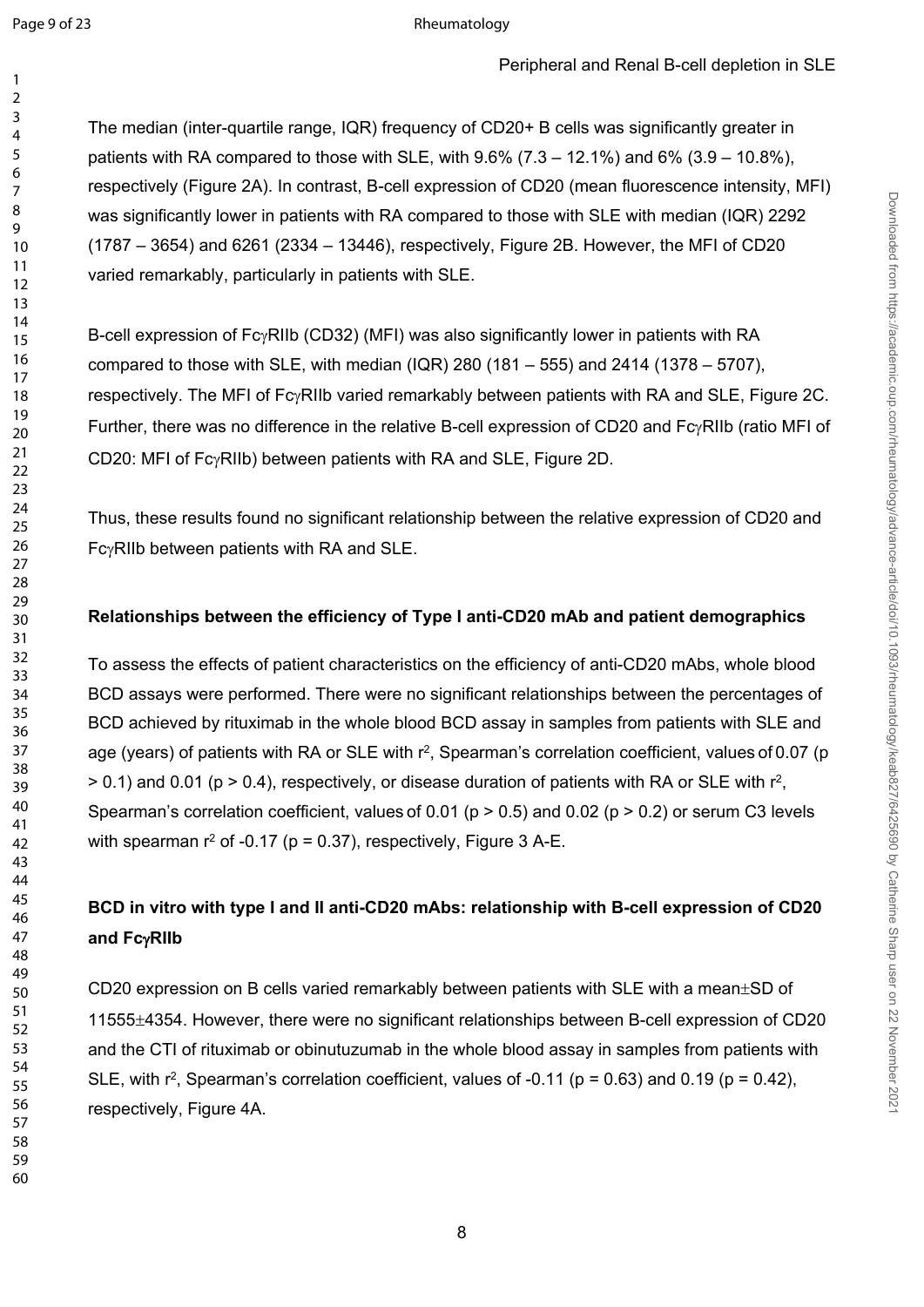The median (inter-quartile range, IQR) frequency of CD20+ B cells was significantly greater in patients with RA compared to those with SLE, with 9.6% (7.3 – 12.1%) and 6% (3.9 – 10.8%), respectively (Figure 2A). In contrast, B-cell expression of CD20 (mean fluorescence intensity, MFI) was significantly lower in patients with RA compared to those with SLE with median (IQR) 2292 (1787 – 3654) and 6261 (2334 – 13446), respectively, Figure 2B. However, the MFI of CD20 varied remarkably, particularly in patients with SLE.

B-cell expression of FcγRIIb (CD32) (MFI) was also significantly lower in patients with RA compared to those with SLE, with median (IQR) 280 (181 – 555) and 2414 (1378 – 5707), respectively. The MFI of FcγRIIb varied remarkably between patients with RA and SLE, Figure 2C. Further, there was no difference in the relative B-cell expression of CD20 and FcγRIIb (ratio MFI of CD20: MFI of FcγRIIb) between patients with RA and SLE, Figure 2D.

Thus, these results found no significant relationship between the relative expression of CD20 and FcγRIIb between patients with RA and SLE.

### Relationships between the efficiency of Type I anti-CD20 mAb and patient demographics

To assess the effects of patient characteristics on the efficiency of anti-CD20 mAbs, whole blood BCD assays were performed. There were no significant relationships between the percentages of BCD achieved by rituximab in the whole blood BCD assay in samples from patients with SLE and age (years) of patients with RA or SLE with $r^2$, Spearman's correlation coefficient, values of 0.07 ($p > 0.1$) and 0.01 ($p > 0.4$), respectively, or disease duration of patients with RA or SLE with $r^2$, Spearman's correlation coefficient, values of 0.01 ($p > 0.5$) and 0.02 ($p > 0.2$) or serum C3 levels with spearman $r^2$ of -0.17 ($p = 0.37$), respectively, Figure 3 A-E.

### BCD in vitro with type I and II anti-CD20 mAbs: relationship with B-cell expression of CD20 and FcγRIIb

CD20 expression on B cells varied remarkably between patients with SLE with a mean±SD of 11555±4354. However, there were no significant relationships between B-cell expression of CD20 and the CTI of rituximab or obinutuzumab in the whole blood assay in samples from patients with SLE, with $r^2$, Spearman's correlation coefficient, values of -0.11 ($p = 0.63$) and 0.19 ($p = 0.42$), respectively, Figure 4A.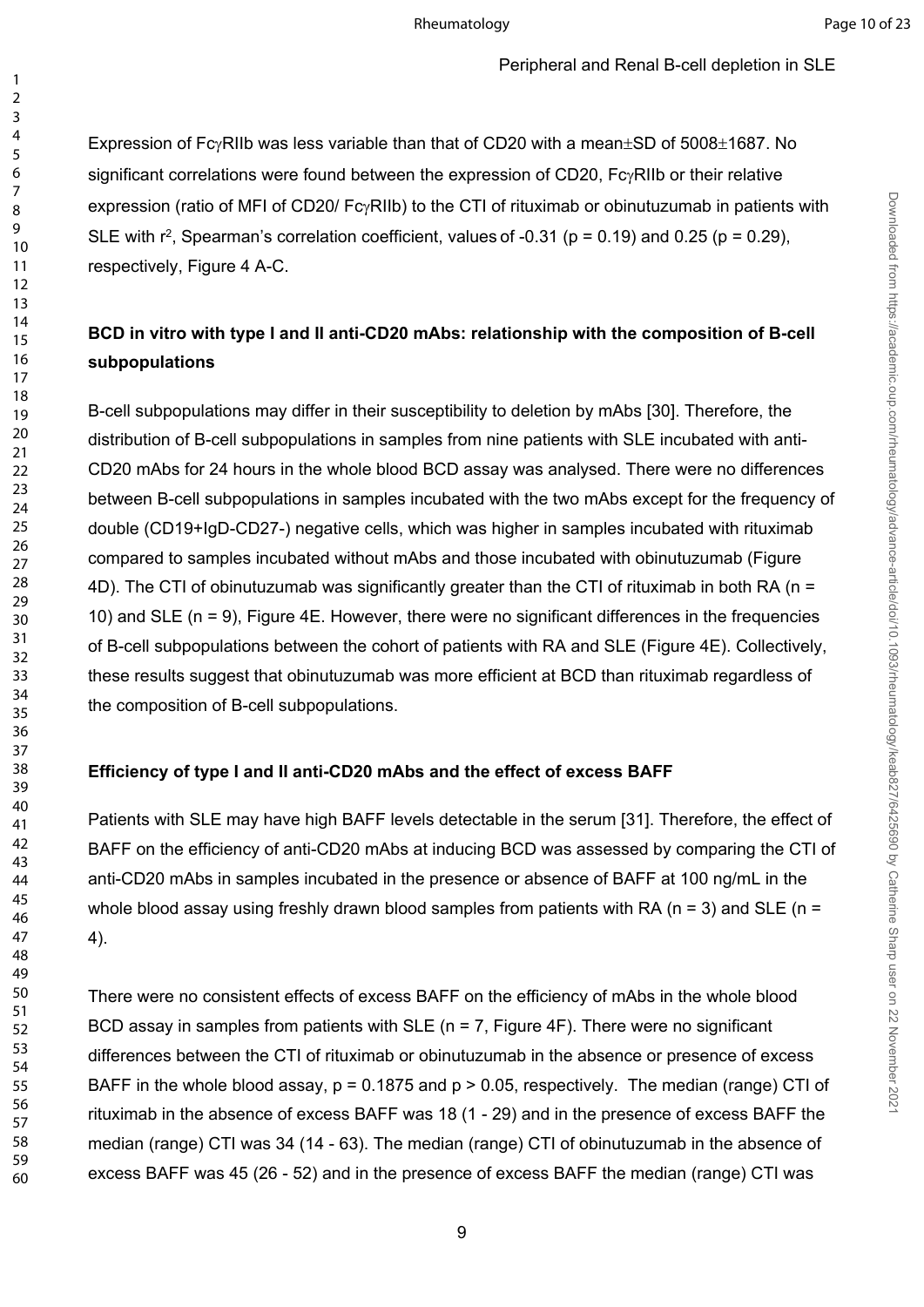Expression of FcγRIIb was less variable than that of CD20 with a mean±SD of 5008±1687. No significant correlations were found between the expression of CD20, FcγRIIb or their relative expression (ratio of MFI of CD20/ FcγRIIb) to the CTI of rituximab or obinutuzumab in patients with SLE with $r^2$, Spearman's correlation coefficient, values of -0.31 ($p = 0.19$) and 0.25 ($p = 0.29$), respectively, Figure 4 A-C.

## BCD in vitro with type I and II anti-CD20 mAbs: relationship with the composition of B-cell subpopulations

B-cell subpopulations may differ in their susceptibility to deletion by mAbs [30]. Therefore, the distribution of B-cell subpopulations in samples from nine patients with SLE incubated with anti-CD20 mAbs for 24 hours in the whole blood BCD assay was analysed. There were no differences between B-cell subpopulations in samples incubated with the two mAbs except for the frequency of double (CD19+IgD-CD27-) negative cells, which was higher in samples incubated with rituximab compared to samples incubated without mAbs and those incubated with obinutuzumab (Figure 4D). The CTI of obinutuzumab was significantly greater than the CTI of rituximab in both RA (n = 10) and SLE (n = 9), Figure 4E. However, there were no significant differences in the frequencies of B-cell subpopulations between the cohort of patients with RA and SLE (Figure 4E). Collectively, these results suggest that obinutuzumab was more efficient at BCD than rituximab regardless of the composition of B-cell subpopulations.

## Efficiency of type I and II anti-CD20 mAbs and the effect of excess BAFF

Patients with SLE may have high BAFF levels detectable in the serum [31]. Therefore, the effect of BAFF on the efficiency of anti-CD20 mAbs at inducing BCD was assessed by comparing the CTI of anti-CD20 mAbs in samples incubated in the presence or absence of BAFF at 100 ng/mL in the whole blood assay using freshly drawn blood samples from patients with RA (n = 3) and SLE (n = 4).

There were no consistent effects of excess BAFF on the efficiency of mAbs in the whole blood BCD assay in samples from patients with SLE (n = 7, Figure 4F). There were no significant differences between the CTI of rituximab or obinutuzumab in the absence or presence of excess BAFF in the whole blood assay, $p = 0.1875$ and $p > 0.05$, respectively. The median (range) CTI of rituximab in the absence of excess BAFF was 18 (1 - 29) and in the presence of excess BAFF the median (range) CTI was 34 (14 - 63). The median (range) CTI of obinutuzumab in the absence of excess BAFF was 45 (26 - 52) and in the presence of excess BAFF the median (range) CTI was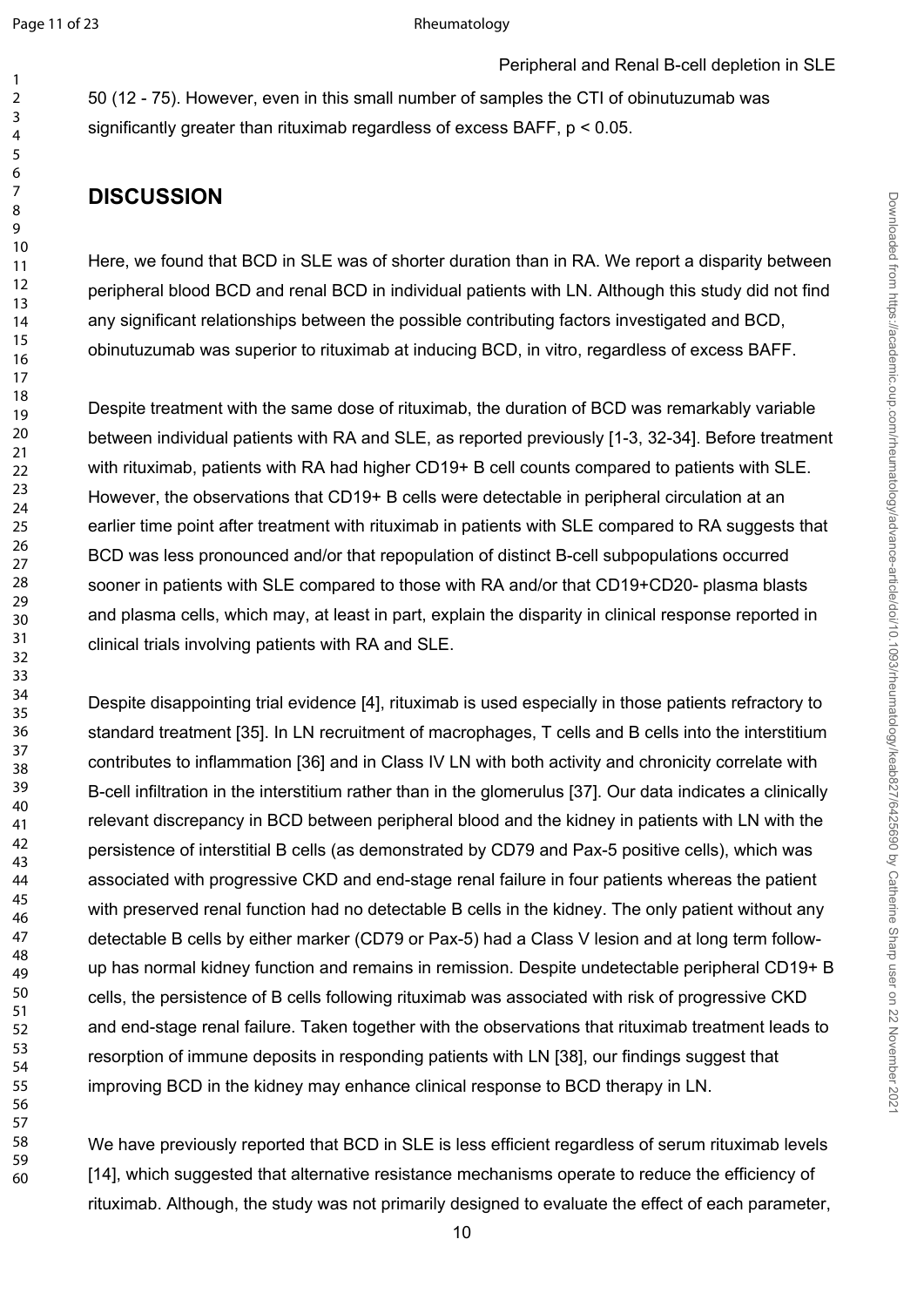50 (12 - 75). However, even in this small number of samples the CTI of obinutuzumab was significantly greater than rituximab regardless of excess BAFF, $p < 0.05$.

## DISCUSSION

Here, we found that BCD in SLE was of shorter duration than in RA. We report a disparity between peripheral blood BCD and renal BCD in individual patients with LN. Although this study did not find any significant relationships between the possible contributing factors investigated and BCD, obinutuzumab was superior to rituximab at inducing BCD, in vitro, regardless of excess BAFF.

Despite treatment with the same dose of rituximab, the duration of BCD was remarkably variable between individual patients with RA and SLE, as reported previously [1-3, 32-34]. Before treatment with rituximab, patients with RA had higher CD19+ B cell counts compared to patients with SLE. However, the observations that CD19+ B cells were detectable in peripheral circulation at an earlier time point after treatment with rituximab in patients with SLE compared to RA suggests that BCD was less pronounced and/or that repopulation of distinct B-cell subpopulations occurred sooner in patients with SLE compared to those with RA and/or that CD19+CD20- plasma blasts and plasma cells, which may, at least in part, explain the disparity in clinical response reported in clinical trials involving patients with RA and SLE.

Despite disappointing trial evidence [4], rituximab is used especially in those patients refractory to standard treatment [35]. In LN recruitment of macrophages, T cells and B cells into the interstitium contributes to inflammation [36] and in Class IV LN with both activity and chronicity correlate with B-cell infiltration in the interstitium rather than in the glomerulus [37]. Our data indicates a clinically relevant discrepancy in BCD between peripheral blood and the kidney in patients with LN with the persistence of interstitial B cells (as demonstrated by CD79 and Pax-5 positive cells), which was associated with progressive CKD and end-stage renal failure in four patients whereas the patient with preserved renal function had no detectable B cells in the kidney. The only patient without any detectable B cells by either marker (CD79 or Pax-5) had a Class V lesion and at long term follow-up has normal kidney function and remains in remission. Despite undetectable peripheral CD19+ B cells, the persistence of B cells following rituximab was associated with risk of progressive CKD and end-stage renal failure. Taken together with the observations that rituximab treatment leads to resorption of immune deposits in responding patients with LN [38], our findings suggest that improving BCD in the kidney may enhance clinical response to BCD therapy in LN.

We have previously reported that BCD in SLE is less efficient regardless of serum rituximab levels [14], which suggested that alternative resistance mechanisms operate to reduce the efficiency of rituximab. Although, the study was not primarily designed to evaluate the effect of each parameter,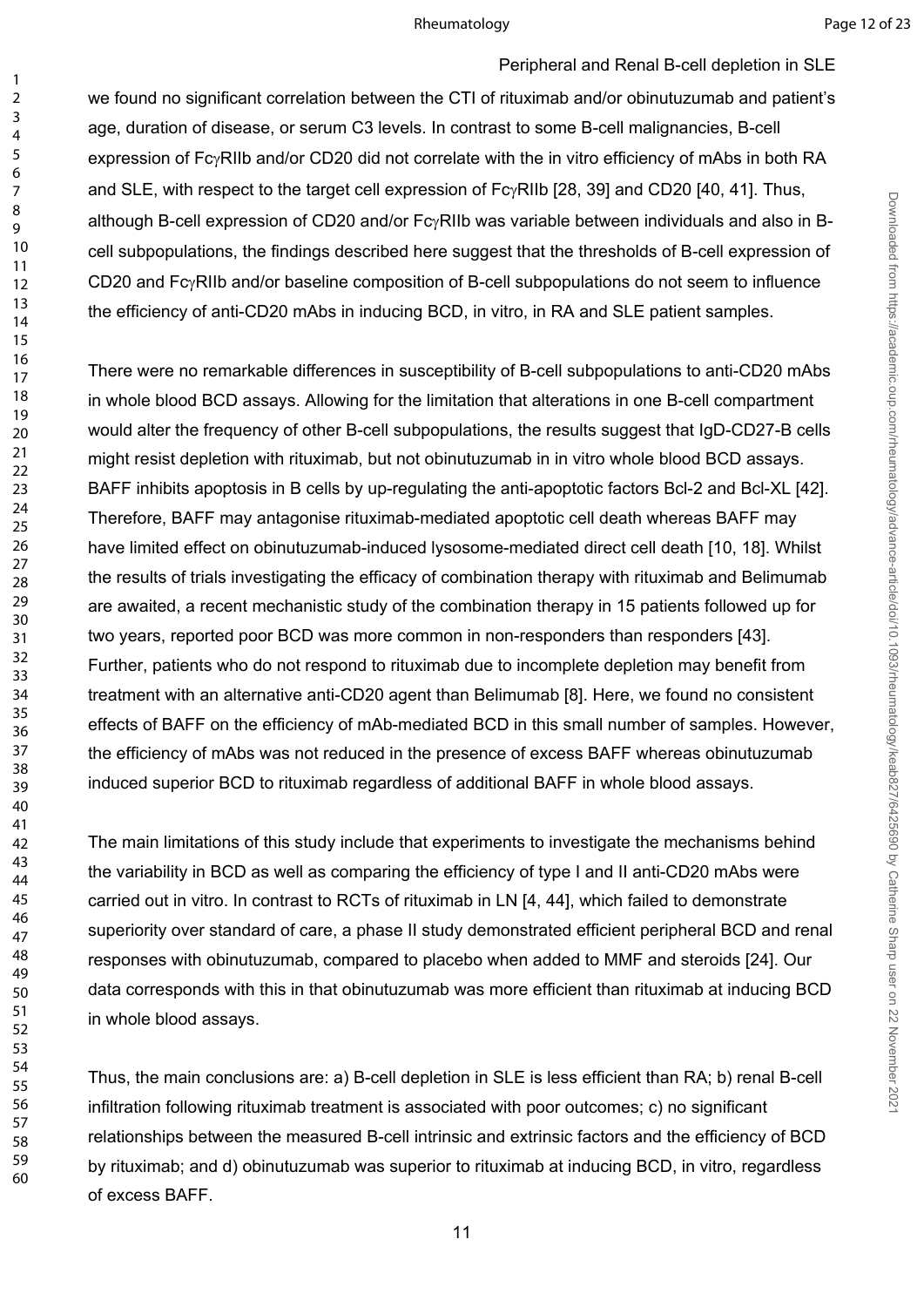we found no significant correlation between the CTI of rituximab and/or obinutuzumab and patient's age, duration of disease, or serum C3 levels. In contrast to some B-cell malignancies, B-cell expression of FcγRIIb and/or CD20 did not correlate with the in vitro efficiency of mAbs in both RA and SLE, with respect to the target cell expression of FcγRIIb [28, 39] and CD20 [40, 41]. Thus, although B-cell expression of CD20 and/or FcγRIIb was variable between individuals and also in B-cell subpopulations, the findings described here suggest that the thresholds of B-cell expression of CD20 and FcγRIIb and/or baseline composition of B-cell subpopulations do not seem to influence the efficiency of anti-CD20 mAbs in inducing BCD, in vitro, in RA and SLE patient samples.

There were no remarkable differences in susceptibility of B-cell subpopulations to anti-CD20 mAbs in whole blood BCD assays. Allowing for the limitation that alterations in one B-cell compartment would alter the frequency of other B-cell subpopulations, the results suggest that IgD-CD27-B cells might resist depletion with rituximab, but not obinutuzumab in in vitro whole blood BCD assays. BAFF inhibits apoptosis in B cells by up-regulating the anti-apoptotic factors Bcl-2 and Bcl-XL [42]. Therefore, BAFF may antagonise rituximab-mediated apoptotic cell death whereas BAFF may have limited effect on obinutuzumab-induced lysosome-mediated direct cell death [10, 18]. Whilst the results of trials investigating the efficacy of combination therapy with rituximab and Belimumab are awaited, a recent mechanistic study of the combination therapy in 15 patients followed up for two years, reported poor BCD was more common in non-responders than responders [43]. Further, patients who do not respond to rituximab due to incomplete depletion may benefit from treatment with an alternative anti-CD20 agent than Belimumab [8]. Here, we found no consistent effects of BAFF on the efficiency of mAb-mediated BCD in this small number of samples. However, the efficiency of mAbs was not reduced in the presence of excess BAFF whereas obinutuzumab induced superior BCD to rituximab regardless of additional BAFF in whole blood assays.

The main limitations of this study include that experiments to investigate the mechanisms behind the variability in BCD as well as comparing the efficiency of type I and II anti-CD20 mAbs were carried out in vitro. In contrast to RCTs of rituximab in LN [4, 44], which failed to demonstrate superiority over standard of care, a phase II study demonstrated efficient peripheral BCD and renal responses with obinutuzumab, compared to placebo when added to MMF and steroids [24]. Our data corresponds with this in that obinutuzumab was more efficient than rituximab at inducing BCD in whole blood assays.

Thus, the main conclusions are: a) B-cell depletion in SLE is less efficient than RA; b) renal B-cell infiltration following rituximab treatment is associated with poor outcomes; c) no significant relationships between the measured B-cell intrinsic and extrinsic factors and the efficiency of BCD by rituximab; and d) obinutuzumab was superior to rituximab at inducing BCD, in vitro, regardless of excess BAFF.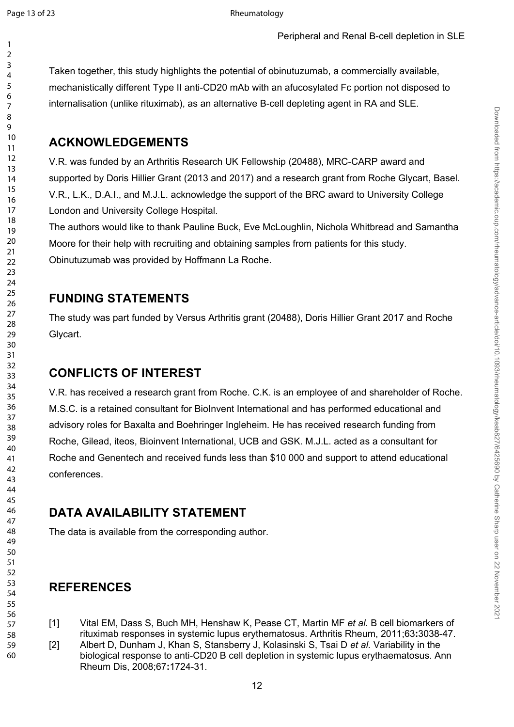Taken together, this study highlights the potential of obinutuzumab, a commercially available, mechanistically different Type II anti-CD20 mAb with an afucosylated Fc portion not disposed to internalisation (unlike rituximab), as an alternative B-cell depleting agent in RA and SLE.

## ACKNOWLEDGEMENTS

V.R. was funded by an Arthritis Research UK Fellowship (20488), MRC-CARP award and supported by Doris Hillier Grant (2013 and 2017) and a research grant from Roche Glycart, Basel. V.R., L.K., D.A.I., and M.J.L. acknowledge the support of the BRC award to University College London and University College Hospital.

The authors would like to thank Pauline Buck, Eve McLoughlin, Nichola Whitbread and Samantha Moore for their help with recruiting and obtaining samples from patients for this study.

Obinutuzumab was provided by Hoffmann La Roche.

## FUNDING STATEMENTS

The study was part funded by Versus Arthritis grant (20488), Doris Hillier Grant 2017 and Roche Glycart.

## CONFLICTS OF INTEREST

V.R. has received a research grant from Roche. C.K. is an employee of and shareholder of Roche. M.S.C. is a retained consultant for BioInvent International and has performed educational and advisory roles for Baxalta and Boehringer Ingleheim. He has received research funding from Roche, Gilead, iteos, Bioinvent International, UCB and GSK. M.J.L. acted as a consultant for Roche and Genentech and received funds less than $10 000 and support to attend educational conferences.

## DATA AVAILABILITY STATEMENT

The data is available from the corresponding author.

## REFERENCES

[1] Vital EM, Dass S, Buch MH, Henshaw K, Pease CT, Martin MF *et al.* B cell biomarkers of rituximab responses in systemic lupus erythematosus. Arthritis Rheum, 2011;63**:**3038-47.

[2] Albert D, Dunham J, Khan S, Stansberry J, Kolasinski S, Tsai D *et al.* Variability in the biological response to anti-CD20 B cell depletion in systemic lupus erythaematosus. Ann Rheum Dis, 2008;67**:**1724-31.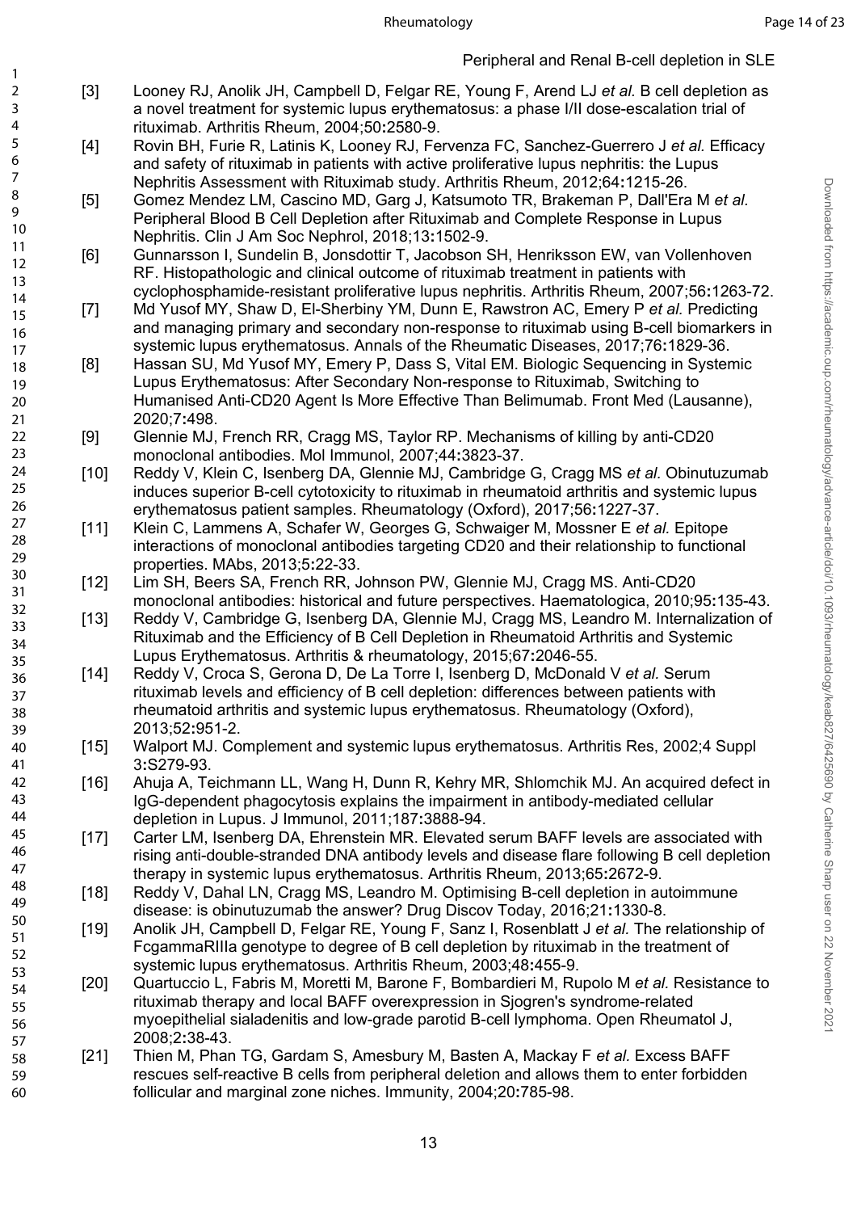[3] Looney RJ, Anolik JH, Campbell D, Felgar RE, Young F, Arend LJ *et al.* B cell depletion as a novel treatment for systemic lupus erythematosus: a phase I/II dose-escalation trial of rituximab. Arthritis Rheum, 2004;50:2580-9.

[4] Rovin BH, Furie R, Latinis K, Looney RJ, Fervenza FC, Sanchez-Guerrero J *et al.* Efficacy and safety of rituximab in patients with active proliferative lupus nephritis: the Lupus Nephritis Assessment with Rituximab study. Arthritis Rheum, 2012;64:1215-26.

[5] Gomez Mendez LM, Cascino MD, Garg J, Katsumoto TR, Brakeman P, Dall'Era M *et al.* Peripheral Blood B Cell Depletion after Rituximab and Complete Response in Lupus Nephritis. Clin J Am Soc Nephrol, 2018;13:1502-9.

[6] Gunnarsson I, Sundelin B, Jonsdottir T, Jacobson SH, Henriksson EW, van Vollenhoven RF. Histopathologic and clinical outcome of rituximab treatment in patients with cyclophosphamide-resistant proliferative lupus nephritis. Arthritis Rheum, 2007;56:1263-72.

[7] Md Yusof MY, Shaw D, El-Sherbiny YM, Dunn E, Rawstron AC, Emery P *et al.* Predicting and managing primary and secondary non-response to rituximab using B-cell biomarkers in systemic lupus erythematosus. Annals of the Rheumatic Diseases, 2017;76:1829-36.

[8] Hassan SU, Md Yusof MY, Emery P, Dass S, Vital EM. Biologic Sequencing in Systemic Lupus Erythematosus: After Secondary Non-response to Rituximab, Switching to Humanised Anti-CD20 Agent Is More Effective Than Belimumab. Front Med (Lausanne), 2020;7:498.

[9] Glennie MJ, French RR, Cragg MS, Taylor RP. Mechanisms of killing by anti-CD20 monoclonal antibodies. Mol Immunol, 2007;44:3823-37.

[10] Reddy V, Klein C, Isenberg DA, Glennie MJ, Cambridge G, Cragg MS *et al.* Obinutuzumab induces superior B-cell cytotoxicity to rituximab in rheumatoid arthritis and systemic lupus erythematosus patient samples. Rheumatology (Oxford), 2017;56:1227-37.

[11] Klein C, Lammens A, Schafer W, Georges G, Schwaiger M, Mossner E *et al.* Epitope interactions of monoclonal antibodies targeting CD20 and their relationship to functional properties. MAbs, 2013;5:22-33.

[12] Lim SH, Beers SA, French RR, Johnson PW, Glennie MJ, Cragg MS. Anti-CD20 monoclonal antibodies: historical and future perspectives. Haematologica, 2010;95:135-43.

[13] Reddy V, Cambridge G, Isenberg DA, Glennie MJ, Cragg MS, Leandro M. Internalization of Rituximab and the Efficiency of B Cell Depletion in Rheumatoid Arthritis and Systemic Lupus Erythematosus. Arthritis & rheumatology, 2015;67:2046-55.

[14] Reddy V, Croca S, Gerona D, De La Torre I, Isenberg D, McDonald V *et al.* Serum rituximab levels and efficiency of B cell depletion: differences between patients with rheumatoid arthritis and systemic lupus erythematosus. Rheumatology (Oxford), 2013;52:951-2.

[15] Walport MJ. Complement and systemic lupus erythematosus. Arthritis Res, 2002;4 Suppl 3:S279-93.

[16] Ahuja A, Teichmann LL, Wang H, Dunn R, Kehry MR, Shlomchik MJ. An acquired defect in IgG-dependent phagocytosis explains the impairment in antibody-mediated cellular depletion in Lupus. J Immunol, 2011;187:3888-94.

[17] Carter LM, Isenberg DA, Ehrenstein MR. Elevated serum BAFF levels are associated with rising anti-double-stranded DNA antibody levels and disease flare following B cell depletion therapy in systemic lupus erythematosus. Arthritis Rheum, 2013;65:2672-9.

[18] Reddy V, Dahal LN, Cragg MS, Leandro M. Optimising B-cell depletion in autoimmune disease: is obinutuzumab the answer? Drug Discov Today, 2016;21:1330-8.

[19] Anolik JH, Campbell D, Felgar RE, Young F, Sanz I, Rosenblatt J *et al.* The relationship of FcgammaRIIIa genotype to degree of B cell depletion by rituximab in the treatment of systemic lupus erythematosus. Arthritis Rheum, 2003;48:455-9.

[20] Quartuccio L, Fabris M, Moretti M, Barone F, Bombardieri M, Rupolo M *et al.* Resistance to rituximab therapy and local BAFF overexpression in Sjogren's syndrome-related myoepithelial sialadenitis and low-grade parotid B-cell lymphoma. Open Rheumatol J, 2008;2:38-43.

[21] Thien M, Phan TG, Gardam S, Amesbury M, Basten A, Mackay F *et al.* Excess BAFF rescues self-reactive B cells from peripheral deletion and allows them to enter forbidden follicular and marginal zone niches. Immunity, 2004;20:785-98.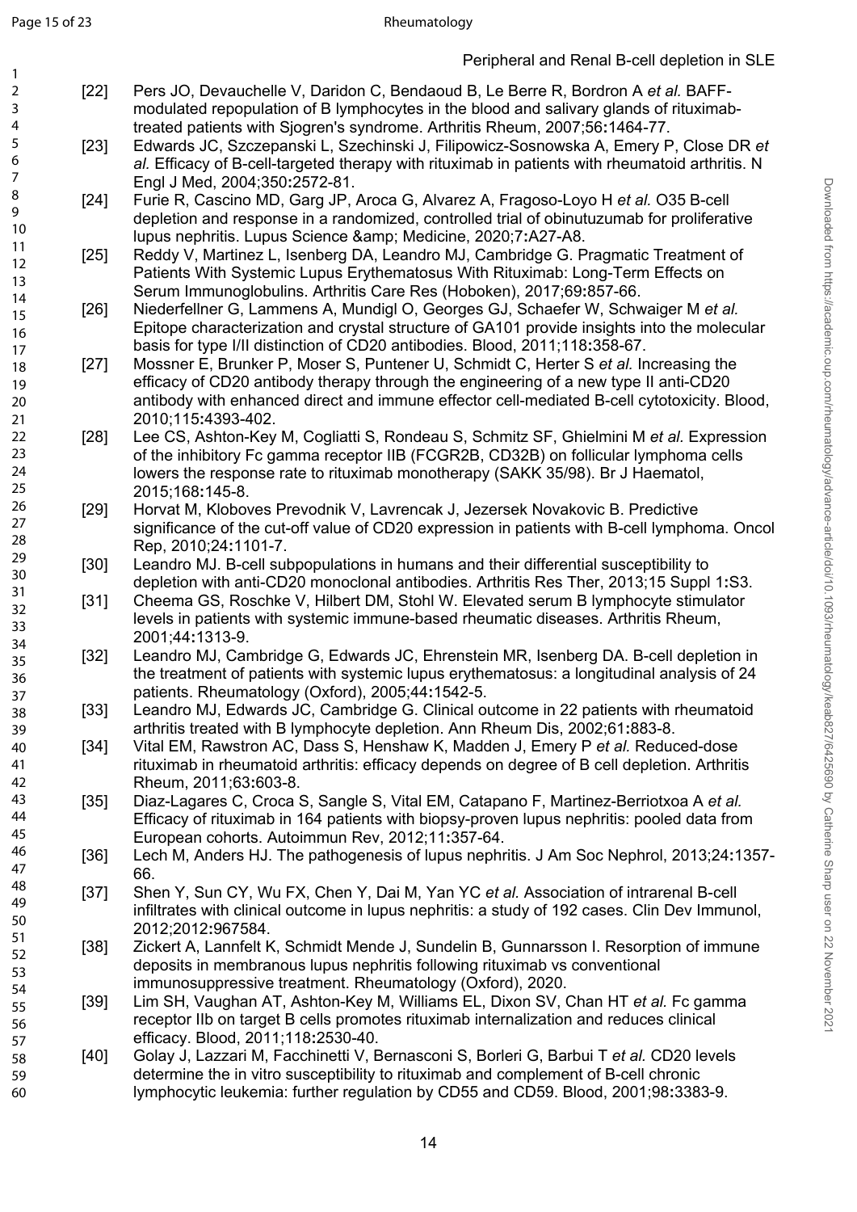[22] Pers JO, Devauchelle V, Daridon C, Bendaoud B, Le Berre R, Bordron A *et al.* BAFF-modulated repopulation of B lymphocytes in the blood and salivary glands of rituximab-treated patients with Sjogren's syndrome. Arthritis Rheum, 2007;56**:**1464-77.

[23] Edwards JC, Szczepanski L, Szechinski J, Filipowicz-Sosnowska A, Emery P, Close DR *et al.* Efficacy of B-cell-targeted therapy with rituximab in patients with rheumatoid arthritis. N Engl J Med, 2004;350**:**2572-81.

[24] Furie R, Cascino MD, Garg JP, Aroca G, Alvarez A, Fragoso-Loyo H *et al.* O35 B-cell depletion and response in a randomized, controlled trial of obinutuzumab for proliferative lupus nephritis. Lupus Science &amp; Medicine, 2020;7**:**A27-A8.

[25] Reddy V, Martinez L, Isenberg DA, Leandro MJ, Cambridge G. Pragmatic Treatment of Patients With Systemic Lupus Erythematosus With Rituximab: Long-Term Effects on Serum Immunoglobulins. Arthritis Care Res (Hoboken), 2017;69**:**857-66.

[26] Niederfellner G, Lammens A, Mundigl O, Georges GJ, Schaefer W, Schwaiger M *et al.* Epitope characterization and crystal structure of GA101 provide insights into the molecular basis for type I/II distinction of CD20 antibodies. Blood, 2011;118**:**358-67.

[27] Mossner E, Brunker P, Moser S, Puntener U, Schmidt C, Herter S *et al.* Increasing the efficacy of CD20 antibody therapy through the engineering of a new type II anti-CD20 antibody with enhanced direct and immune effector cell-mediated B-cell cytotoxicity. Blood, 2010;115**:**4393-402.

[28] Lee CS, Ashton-Key M, Cogliatti S, Rondeau S, Schmitz SF, Ghielmini M *et al.* Expression of the inhibitory Fc gamma receptor IIB (FCGR2B, CD32B) on follicular lymphoma cells lowers the response rate to rituximab monotherapy (SAKK 35/98). Br J Haematol, 2015;168**:**145-8.

[29] Horvat M, Kloboves Prevodnik V, Lavrencak J, Jezersek Novakovic B. Predictive significance of the cut-off value of CD20 expression in patients with B-cell lymphoma. Oncol Rep, 2010;24**:**1101-7.

[30] Leandro MJ. B-cell subpopulations in humans and their differential susceptibility to depletion with anti-CD20 monoclonal antibodies. Arthritis Res Ther, 2013;15 Suppl 1**:**S3.

[31] Cheema GS, Roschke V, Hilbert DM, Stohl W. Elevated serum B lymphocyte stimulator levels in patients with systemic immune-based rheumatic diseases. Arthritis Rheum, 2001;44**:**1313-9.

[32] Leandro MJ, Cambridge G, Edwards JC, Ehrenstein MR, Isenberg DA. B-cell depletion in the treatment of patients with systemic lupus erythematosus: a longitudinal analysis of 24 patients. Rheumatology (Oxford), 2005;44**:**1542-5.

[33] Leandro MJ, Edwards JC, Cambridge G. Clinical outcome in 22 patients with rheumatoid arthritis treated with B lymphocyte depletion. Ann Rheum Dis, 2002;61**:**883-8.

[34] Vital EM, Rawstron AC, Dass S, Henshaw K, Madden J, Emery P *et al.* Reduced-dose rituximab in rheumatoid arthritis: efficacy depends on degree of B cell depletion. Arthritis Rheum, 2011;63**:**603-8.

[35] Diaz-Lagares C, Croca S, Sangle S, Vital EM, Catapano F, Martinez-Berriotxoa A *et al.* Efficacy of rituximab in 164 patients with biopsy-proven lupus nephritis: pooled data from European cohorts. Autoimmun Rev, 2012;11**:**357-64.

[36] Lech M, Anders HJ. The pathogenesis of lupus nephritis. J Am Soc Nephrol, 2013;24**:**1357-66.

[37] Shen Y, Sun CY, Wu FX, Chen Y, Dai M, Yan YC *et al.* Association of intrarenal B-cell infiltrates with clinical outcome in lupus nephritis: a study of 192 cases. Clin Dev Immunol, 2012;2012**:**967584.

[38] Zickert A, Lannfelt K, Schmidt Mende J, Sundelin B, Gunnarsson I. Resorption of immune deposits in membranous lupus nephritis following rituximab vs conventional immunosuppressive treatment. Rheumatology (Oxford), 2020.

[39] Lim SH, Vaughan AT, Ashton-Key M, Williams EL, Dixon SV, Chan HT *et al.* Fc gamma receptor IIb on target B cells promotes rituximab internalization and reduces clinical efficacy. Blood, 2011;118**:**2530-40.

[40] Golay J, Lazzari M, Facchinetti V, Bernasconi S, Borleri G, Barbui T *et al.* CD20 levels determine the in vitro susceptibility to rituximab and complement of B-cell chronic lymphocytic leukemia: further regulation by CD55 and CD59. Blood, 2001;98**:**3383-9.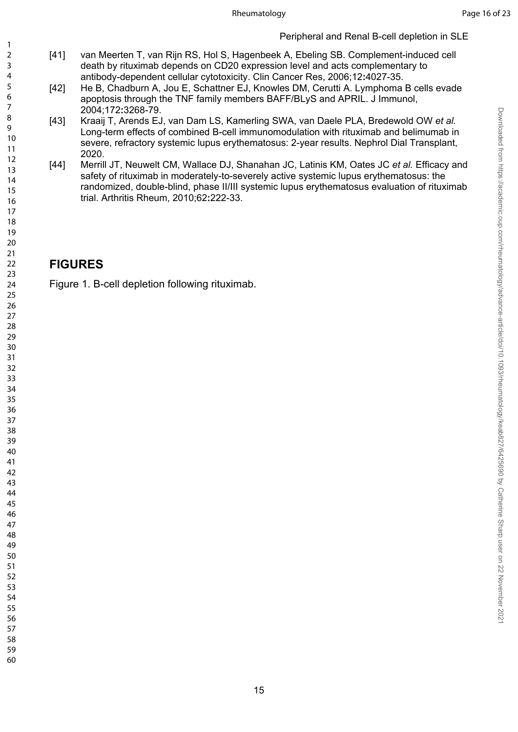[41] van Meerten T, van Rijn RS, Hol S, Hagenbeek A, Ebeling SB. Complement-induced cell death by rituximab depends on CD20 expression level and acts complementary to antibody-dependent cellular cytotoxicity. Clin Cancer Res, 2006;12**:**4027-35.

[42] He B, Chadburn A, Jou E, Schattner EJ, Knowles DM, Cerutti A. Lymphoma B cells evade apoptosis through the TNF family members BAFF/BLyS and APRIL. J Immunol, 2004;172**:**3268-79.

[43] Kraaij T, Arends EJ, van Dam LS, Kamerling SWA, van Daele PLA, Bredewold OW *et al.* Long-term effects of combined B-cell immunomodulation with rituximab and belimumab in severe, refractory systemic lupus erythematosus: 2-year results. Nephrol Dial Transplant, 2020.

[44] Merrill JT, Neuwelt CM, Wallace DJ, Shanahan JC, Latinis KM, Oates JC *et al.* Efficacy and safety of rituximab in moderately-to-severely active systemic lupus erythematosus: the randomized, double-blind, phase II/III systemic lupus erythematosus evaluation of rituximab trial. Arthritis Rheum, 2010;62**:**222-33.

## FIGURES

Figure 1. B-cell depletion following rituximab.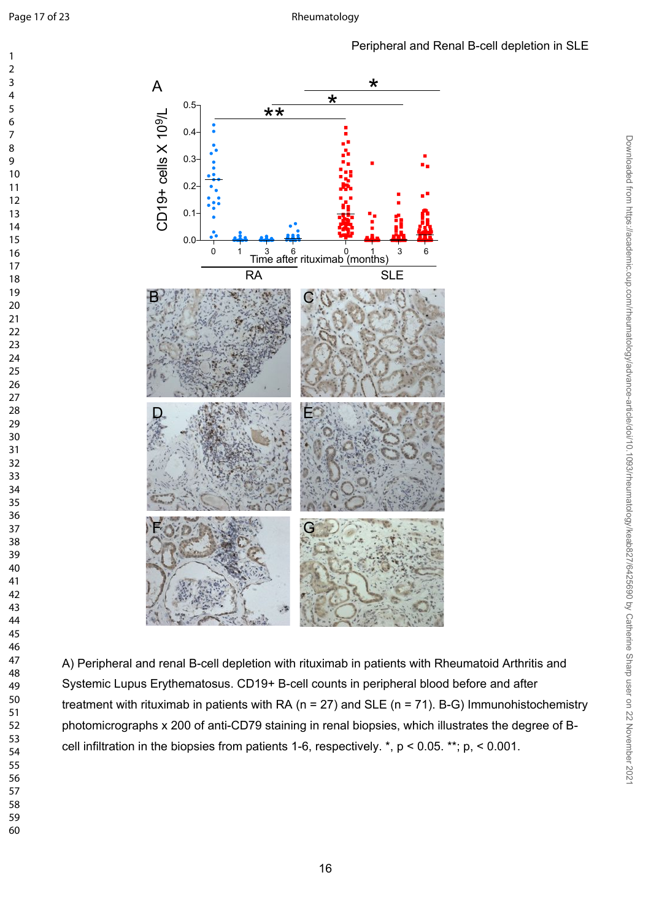A) Peripheral and renal B-cell depletion with rituximab in patients with Rheumatoid Arthritis and Systemic Lupus Erythematosus. CD19+ B-cell counts in peripheral blood before and after treatment with rituximab in patients with RA (n = 27) and SLE (n = 71). B-G) Immunohistochemistry photomicrographs x 200 of anti-CD79 staining in renal biopsies, which illustrates the degree of B-cell infiltration in the biopsies from patients 1-6, respectively. *, $p < 0.05$. **; p, $< 0.001$.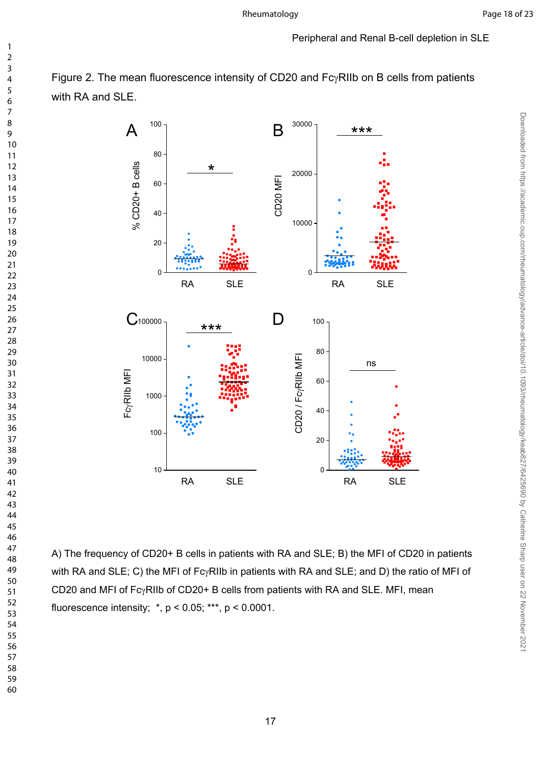Figure 2. The mean fluorescence intensity of CD20 and FcγRIIb on B cells from patients with RA and SLE.

A) The frequency of CD20+ B cells in patients with RA and SLE; B) the MFI of CD20 in patients with RA and SLE; C) the MFI of FcγRIIb in patients with RA and SLE; and D) the ratio of MFI of CD20 and MFI of FcγRIIb of CD20+ B cells from patients with RA and SLE. MFI, mean fluorescence intensity; *, $p < 0.05$; ***, $p < 0.0001$.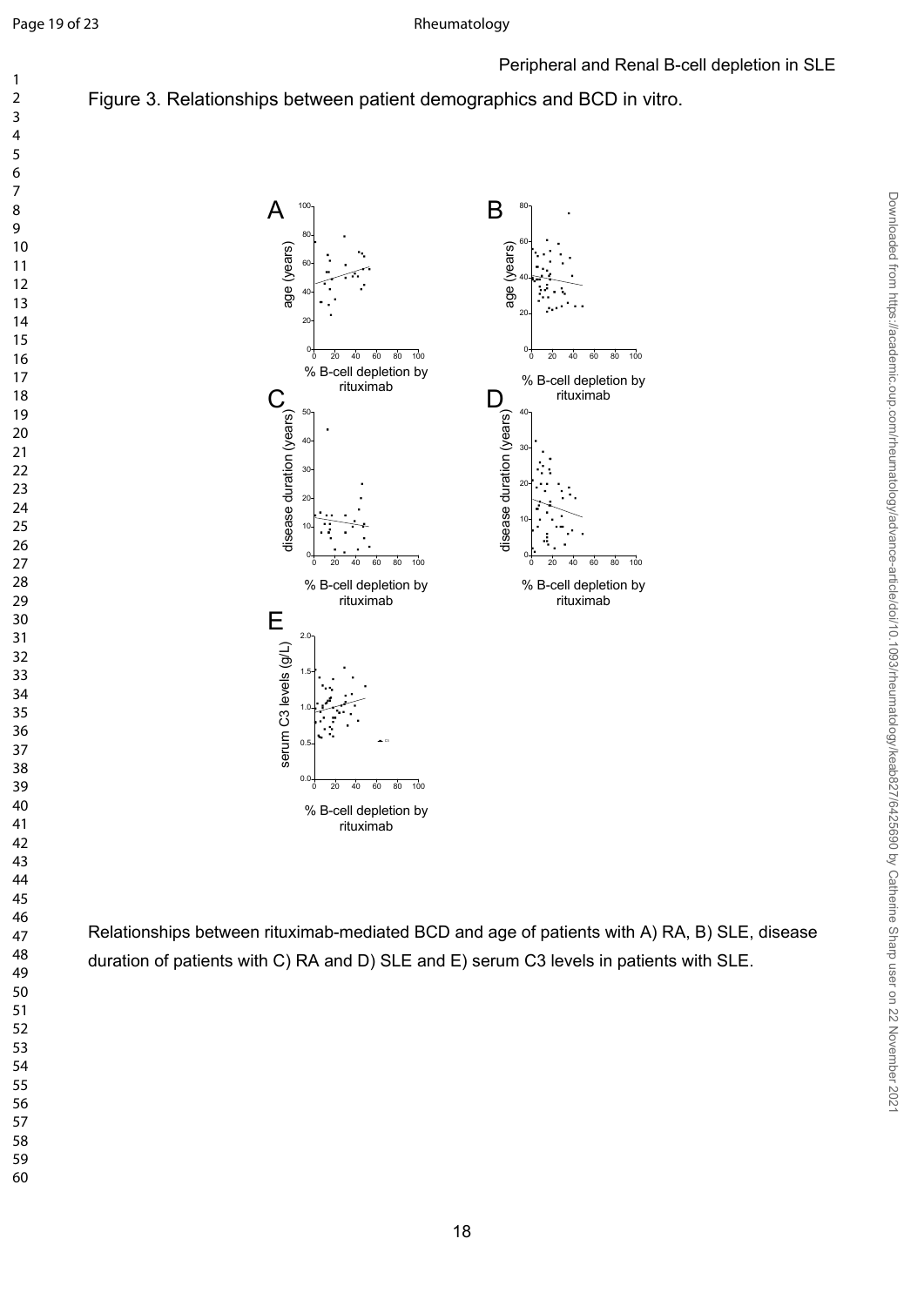Figure 3. Relationships between patient demographics and BCD in vitro.

Relationships between rituximab-mediated BCD and age of patients with A) RA, B) SLE, disease duration of patients with C) RA and D) SLE and E) serum C3 levels in patients with SLE.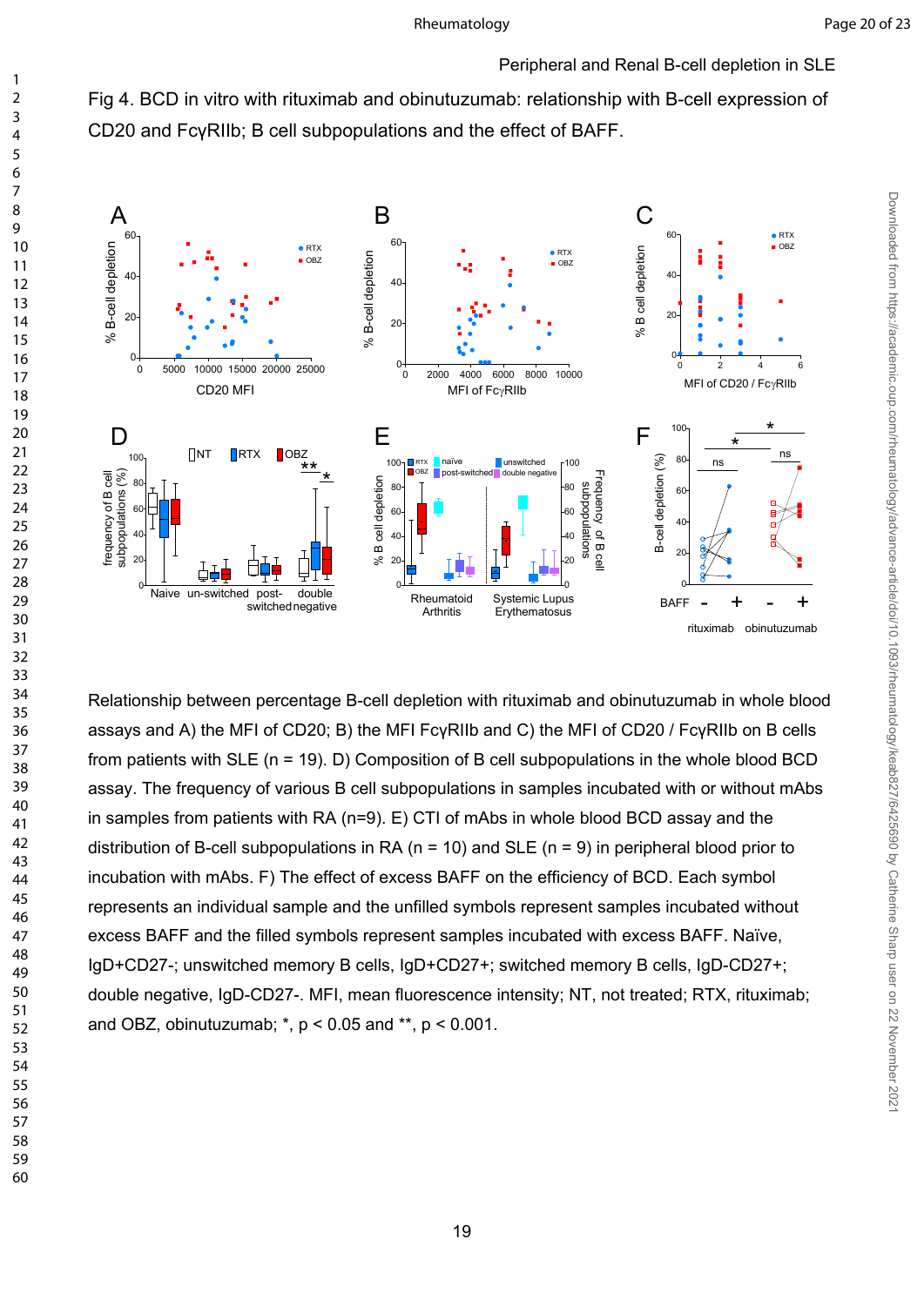Fig 4. BCD in vitro with rituximab and obinutuzumab: relationship with B-cell expression of CD20 and FcγRIIb; B cell subpopulations and the effect of BAFF.

Relationship between percentage B-cell depletion with rituximab and obinutuzumab in whole blood assays and A) the MFI of CD20; B) the MFI FcγRIIb and C) the MFI of CD20 / FcγRIIb on B cells from patients with SLE (n = 19). D) Composition of B cell subpopulations in the whole blood BCD assay. The frequency of various B cell subpopulations in samples incubated with or without mAbs in samples from patients with RA (n=9). E) CTI of mAbs in whole blood BCD assay and the distribution of B-cell subpopulations in RA (n = 10) and SLE (n = 9) in peripheral blood prior to incubation with mAbs. F) The effect of excess BAFF on the efficiency of BCD. Each symbol represents an individual sample and the unfilled symbols represent samples incubated without excess BAFF and the filled symbols represent samples incubated with excess BAFF. Naïve, IgD+CD27-; unswitched memory B cells, IgD+CD27+; switched memory B cells, IgD-CD27+; double negative, IgD-CD27-. MFI, mean fluorescence intensity; NT, not treated; RTX, rituximab; and OBZ, obinutuzumab; *, $p < 0.05$ and **, $p < 0.001$.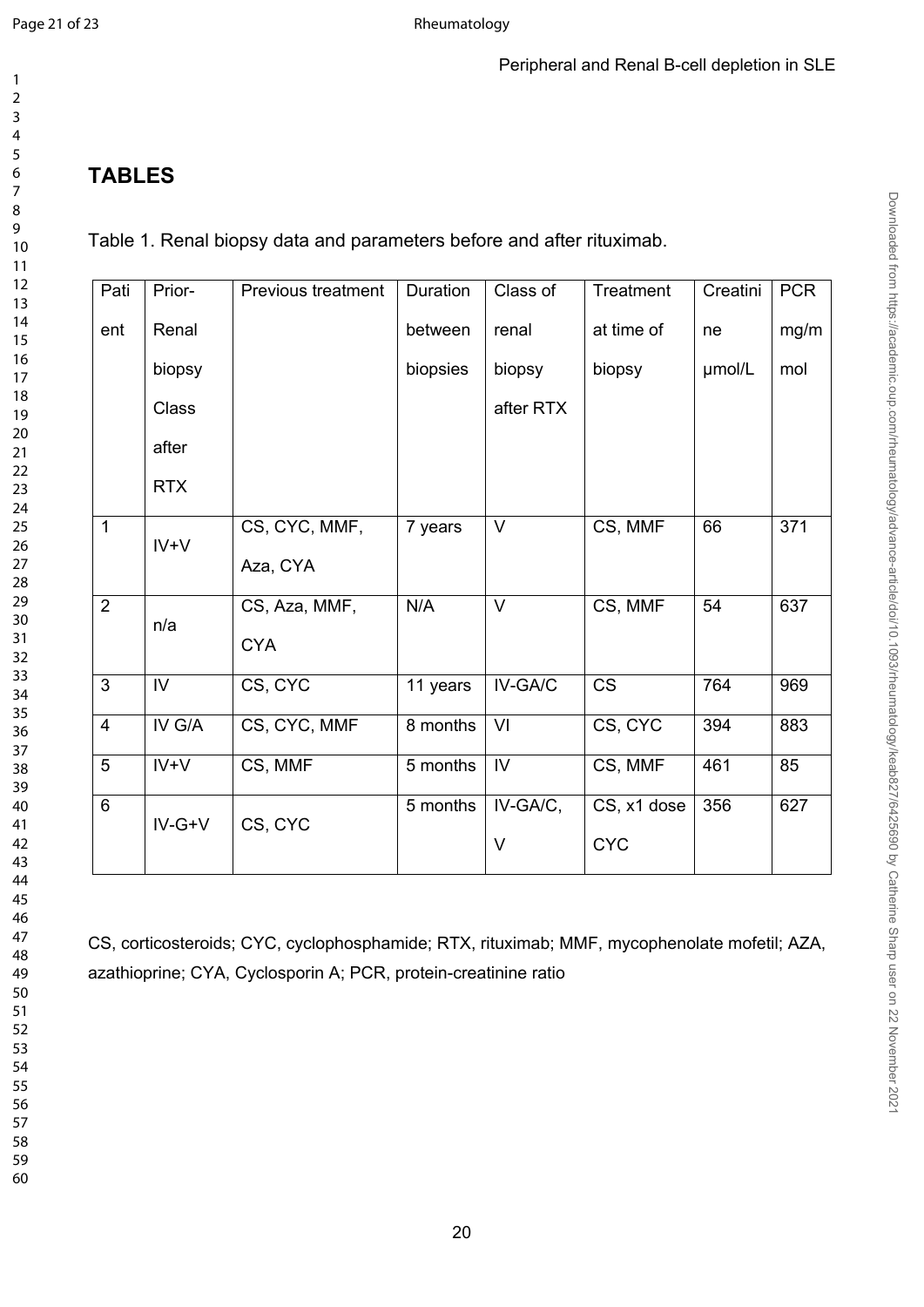## TABLES

Table 1. Renal biopsy data and parameters before and after rituximab.

| Patient | Prior-Renal biopsy Class after RTX | Previous treatment | Duration between biopsies | Class of renal biopsy after RTX | Treatment at time of biopsy | Creatinine μmol/L | PCR mg/mmol |
|---|---|---|---|---|---|---|---|
| 1 | IV+V | CS, CYC, MMF, Aza, CYA | 7 years | V | CS, MMF | 66 | 371 |
| 2 | n/a | CS, Aza, MMF, CYA | N/A | V | CS, MMF | 54 | 637 |
| 3 | IV | CS, CYC | 11 years | IV-GA/C | CS | 764 | 969 |
| 4 | IV G/A | CS, CYC, MMF | 8 months | VI | CS, CYC | 394 | 883 |
| 5 | IV+V | CS, MMF | 5 months | IV | CS, MMF | 461 | 85 |
| 6 | IV-G+V | CS, CYC | 5 months | IV-GA/C, V | CS, x1 dose CYC | 356 | 627 |

CS, corticosteroids; CYC, cyclophosphamide; RTX, rituximab; MMF, mycophenolate mofetil; AZA, azathioprine; CYA, Cyclosporin A; PCR, protein-creatinine ratio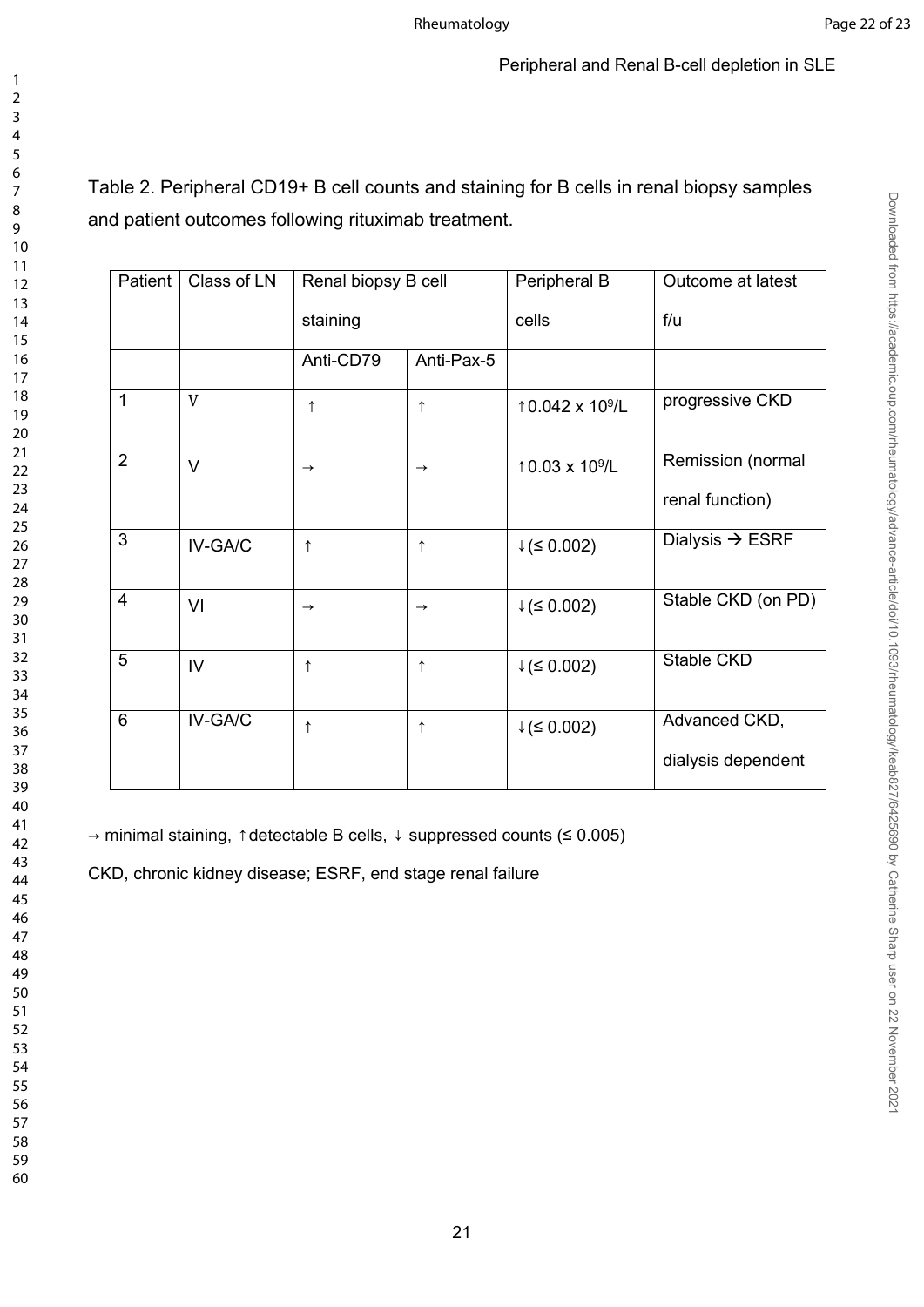Table 2. Peripheral CD19+ B cell counts and staining for B cells in renal biopsy samples and patient outcomes following rituximab treatment.

| Patient | Class of LN | Renal biopsy B cell staining | | Peripheral B cells | Outcome at latest f/u |
|---|---|---|---|---|---|
| | | Anti-CD79 | Anti-Pax-5 | | |
| 1 | V | ↑ | ↑ | ↑ $0.042 \times 10^9$/L | progressive CKD |
| 2 | V | → | → | ↑ $0.03 \times 10^9$/L | Remission (normal renal function) |
| 3 | IV-GA/C | ↑ | ↑ | ↓(≤ 0.002) | Dialysis → ESRF |
| 4 | VI | → | → | ↓(≤ 0.002) | Stable CKD (on PD) |
| 5 | IV | ↑ | ↑ | ↓(≤ 0.002) | Stable CKD |
| 6 | IV-GA/C | ↑ | ↑ | ↓(≤ 0.002) | Advanced CKD, dialysis dependent |

→ minimal staining, ↑detectable B cells, ↓ suppressed counts (≤ 0.005)

CKD, chronic kidney disease; ESRF, end stage renal failure